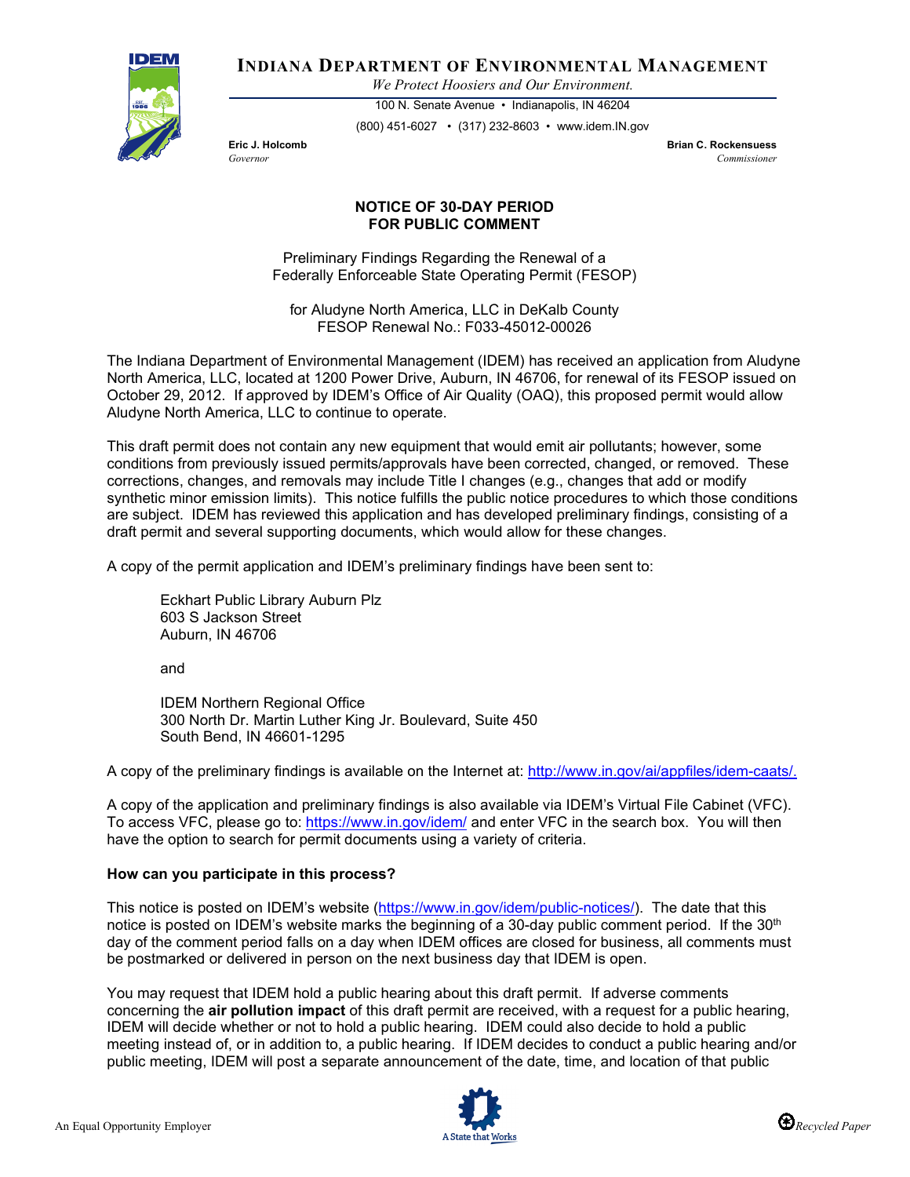# INDIANA DEPARTMENT OF ENVIRONMENTAL MANAGEMENT

*We Protect Hoosiers and Our Environment.*

100 N. Senate Avenue • Indianapolis, IN 46204

(800) 451-6027 • (317) 232-8603 • www.idem.IN.gov

**Eric J. Holcomb**
*Governor*

**Brian C. Rockensuess**
*Commissioner*

## NOTICE OF 30-DAY PERIOD FOR PUBLIC COMMENT

Preliminary Findings Regarding the Renewal of a Federally Enforceable State Operating Permit (FESOP)

for Aludyne North America, LLC in DeKalb County
FESOP Renewal No.: F033-45012-00026

The Indiana Department of Environmental Management (IDEM) has received an application from Aludyne North America, LLC, located at 1200 Power Drive, Auburn, IN 46706, for renewal of its FESOP issued on October 29, 2012. If approved by IDEM's Office of Air Quality (OAQ), this proposed permit would allow Aludyne North America, LLC to continue to operate.

This draft permit does not contain any new equipment that would emit air pollutants; however, some conditions from previously issued permits/approvals have been corrected, changed, or removed. These corrections, changes, and removals may include Title I changes (e.g., changes that add or modify synthetic minor emission limits). This notice fulfills the public notice procedures to which those conditions are subject. IDEM has reviewed this application and has developed preliminary findings, consisting of a draft permit and several supporting documents, which would allow for these changes.

A copy of the permit application and IDEM's preliminary findings have been sent to:

Eckhart Public Library Auburn Plz
603 S Jackson Street
Auburn, IN 46706

and

IDEM Northern Regional Office
300 North Dr. Martin Luther King Jr. Boulevard, Suite 450
South Bend, IN 46601-1295

A copy of the preliminary findings is available on the Internet at: http://www.in.gov/ai/appfiles/idem-caats/.

A copy of the application and preliminary findings is also available via IDEM's Virtual File Cabinet (VFC). To access VFC, please go to: https://www.in.gov/idem/ and enter VFC in the search box. You will then have the option to search for permit documents using a variety of criteria.

### How can you participate in this process?

This notice is posted on IDEM's website (https://www.in.gov/idem/public-notices/). The date that this notice is posted on IDEM's website marks the beginning of a 30-day public comment period. If the 30th day of the comment period falls on a day when IDEM offices are closed for business, all comments must be postmarked or delivered in person on the next business day that IDEM is open.

You may request that IDEM hold a public hearing about this draft permit. If adverse comments concerning the **air pollution impact** of this draft permit are received, with a request for a public hearing, IDEM will decide whether or not to hold a public hearing. IDEM could also decide to hold a public meeting instead of, or in addition to, a public hearing. If IDEM decides to conduct a public hearing and/or public meeting, IDEM will post a separate announcement of the date, time, and location of that public

An Equal Opportunity Employer

Recycled Paper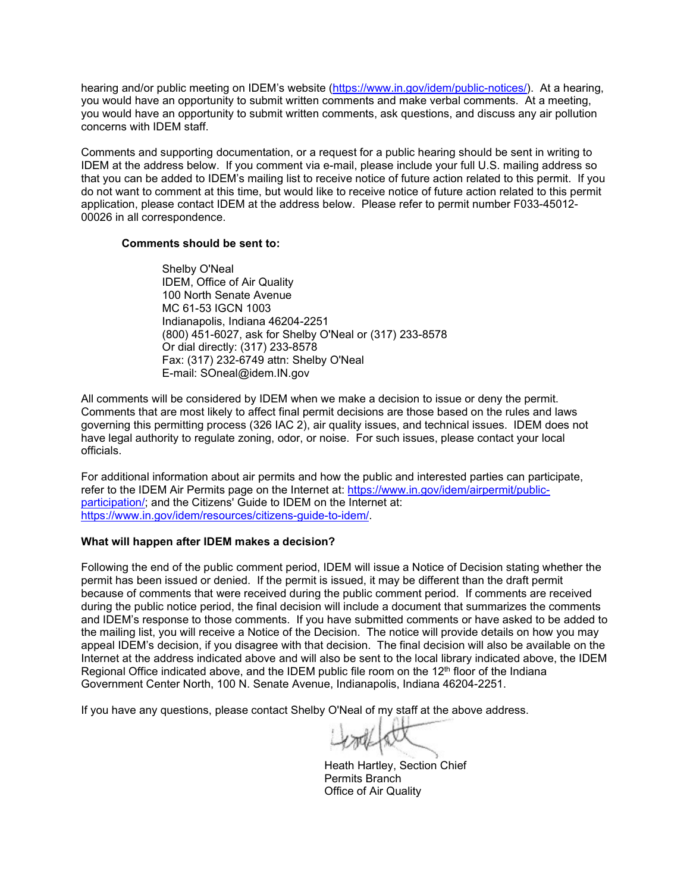hearing and/or public meeting on IDEM's website (https://www.in.gov/idem/public-notices/). At a hearing, you would have an opportunity to submit written comments and make verbal comments. At a meeting, you would have an opportunity to submit written comments, ask questions, and discuss any air pollution concerns with IDEM staff.

Comments and supporting documentation, or a request for a public hearing should be sent in writing to IDEM at the address below. If you comment via e-mail, please include your full U.S. mailing address so that you can be added to IDEM's mailing list to receive notice of future action related to this permit. If you do not want to comment at this time, but would like to receive notice of future action related to this permit application, please contact IDEM at the address below. Please refer to permit number F033-45012-00026 in all correspondence.

**Comments should be sent to:**

Shelby O'Neal
IDEM, Office of Air Quality
100 North Senate Avenue
MC 61-53 IGCN 1003
Indianapolis, Indiana 46204-2251
(800) 451-6027, ask for Shelby O'Neal or (317) 233-8578
Or dial directly: (317) 233-8578
Fax: (317) 232-6749 attn: Shelby O'Neal
E-mail: SOneal@idem.IN.gov

All comments will be considered by IDEM when we make a decision to issue or deny the permit. Comments that are most likely to affect final permit decisions are those based on the rules and laws governing this permitting process (326 IAC 2), air quality issues, and technical issues. IDEM does not have legal authority to regulate zoning, odor, or noise. For such issues, please contact your local officials.

For additional information about air permits and how the public and interested parties can participate, refer to the IDEM Air Permits page on the Internet at: https://www.in.gov/idem/airpermit/public-participation/; and the Citizens' Guide to IDEM on the Internet at: https://www.in.gov/idem/resources/citizens-guide-to-idem/.

**What will happen after IDEM makes a decision?**

Following the end of the public comment period, IDEM will issue a Notice of Decision stating whether the permit has been issued or denied. If the permit is issued, it may be different than the draft permit because of comments that were received during the public comment period. If comments are received during the public notice period, the final decision will include a document that summarizes the comments and IDEM's response to those comments. If you have submitted comments or have asked to be added to the mailing list, you will receive a Notice of the Decision. The notice will provide details on how you may appeal IDEM's decision, if you disagree with that decision. The final decision will also be available on the Internet at the address indicated above and will also be sent to the local library indicated above, the IDEM Regional Office indicated above, and the IDEM public file room on the 12th floor of the Indiana Government Center North, 100 N. Senate Avenue, Indianapolis, Indiana 46204-2251.

If you have any questions, please contact Shelby O'Neal of my staff at the above address.

Heath Hartley, Section Chief
Permits Branch
Office of Air Quality